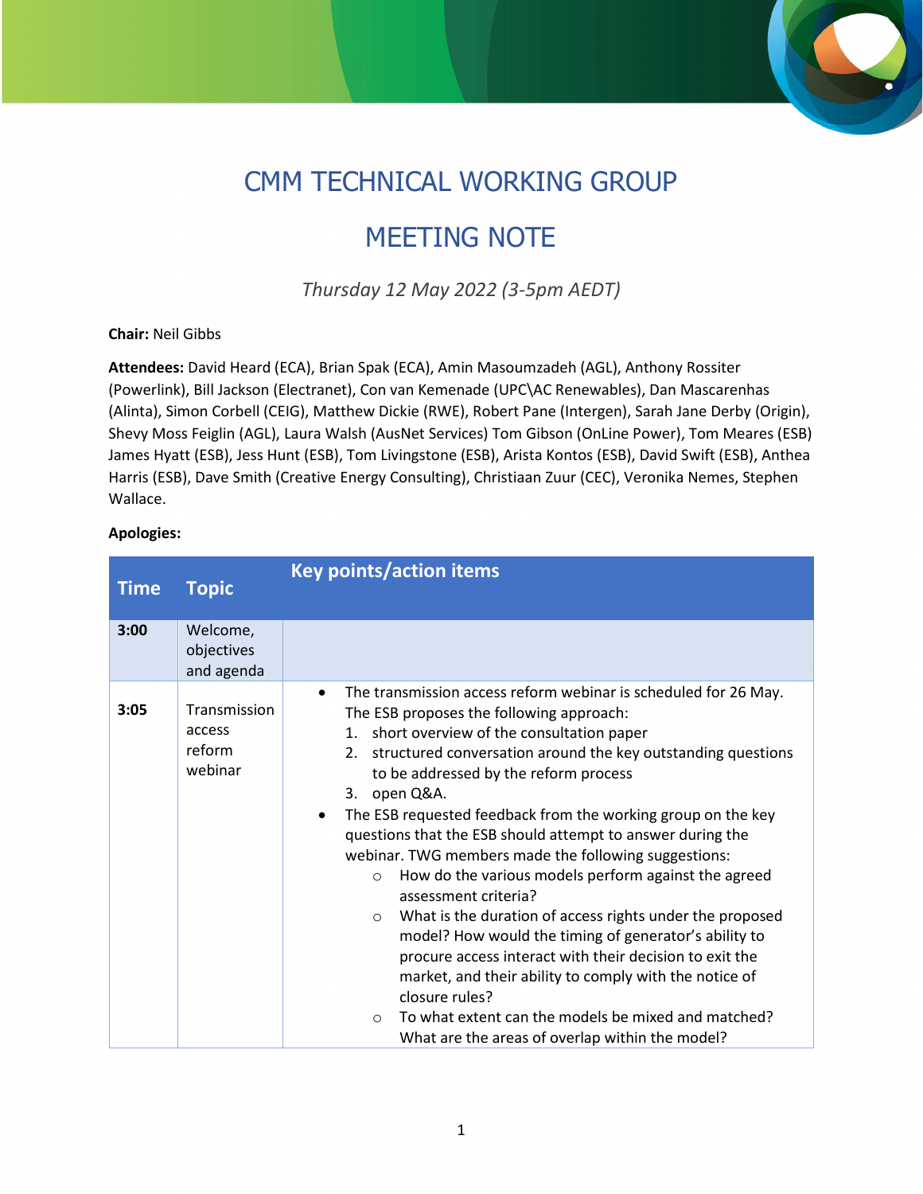# CMM TECHNICAL WORKING GROUP

# MEETING NOTE

*Thursday 12 May 2022 (3-5pm AEDT)*

**Chair:** Neil Gibbs

**Attendees:** David Heard (ECA), Brian Spak (ECA), Amin Masoumzadeh (AGL), Anthony Rossiter (Powerlink), Bill Jackson (Electranet), Con van Kemenade (UPC\AC Renewables), Dan Mascarenhas (Alinta), Simon Corbell (CEIG), Matthew Dickie (RWE), Robert Pane (Intergen), Sarah Jane Derby (Origin), Shevy Moss Feiglin (AGL), Laura Walsh (AusNet Services) Tom Gibson (OnLine Power), Tom Meares (ESB) James Hyatt (ESB), Jess Hunt (ESB), Tom Livingstone (ESB), Arista Kontos (ESB), David Swift (ESB), Anthea Harris (ESB), Dave Smith (Creative Energy Consulting), Christiaan Zuur (CEC), Veronika Nemes, Stephen Wallace.

**Apologies:**

| Time | Topic | Key points/action items |
|---|---|---|
| **3:00** | Welcome, objectives and agenda | |
| **3:05** | Transmission access reform webinar | • The transmission access reform webinar is scheduled for 26 May. The ESB proposes the following approach:<br>1. short overview of the consultation paper<br>2. structured conversation around the key outstanding questions to be addressed by the reform process<br>3. open Q&A.<br>• The ESB requested feedback from the working group on the key questions that the ESB should attempt to answer during the webinar. TWG members made the following suggestions:<br>○ How do the various models perform against the agreed assessment criteria?<br>○ What is the duration of access rights under the proposed model? How would the timing of generator's ability to procure access interact with their decision to exit the market, and their ability to comply with the notice of closure rules?<br>○ To what extent can the models be mixed and matched? What are the areas of overlap within the model? |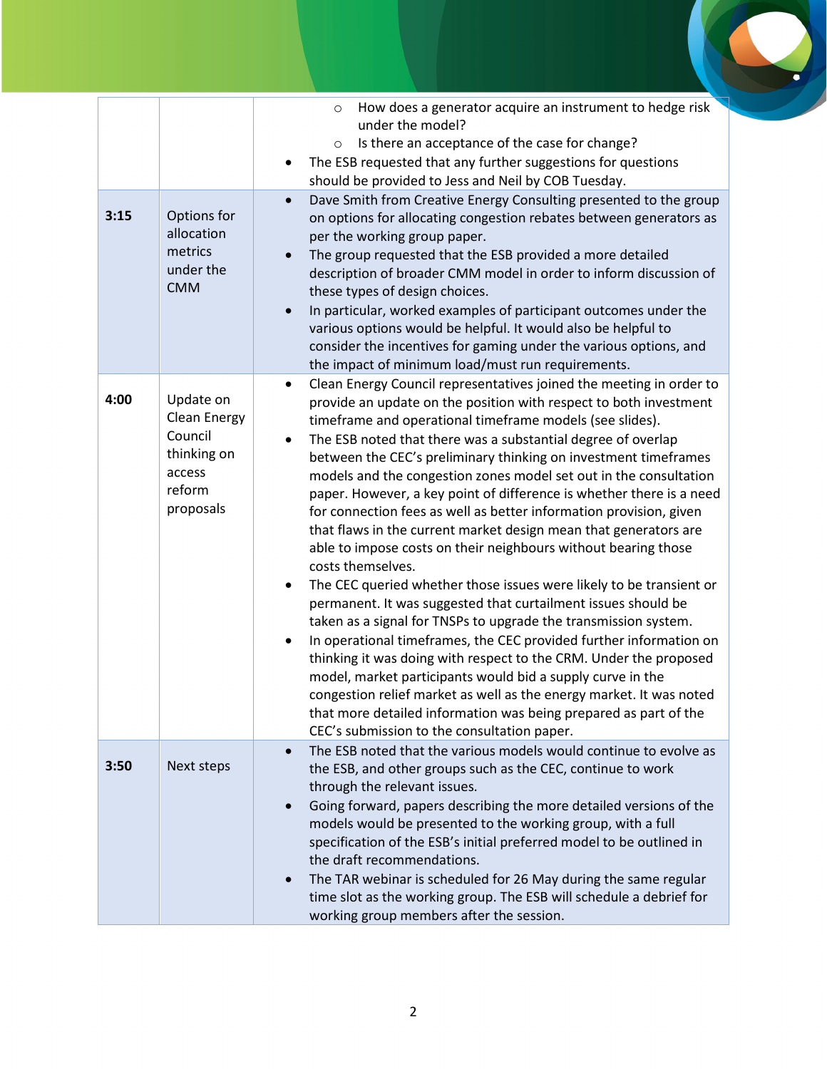| | | |
|---|---|---|
| | | <ul><li>How does a generator acquire an instrument to hedge risk under the model?</li><li>Is there an acceptance of the case for change?</li></ul><ul><li>The ESB requested that any further suggestions for questions should be provided to Jess and Neil by COB Tuesday.</li></ul> |
| **3:15** | Options for allocation metrics under the CMM | <ul><li>Dave Smith from Creative Energy Consulting presented to the group on options for allocating congestion rebates between generators as per the working group paper.</li><li>The group requested that the ESB provided a more detailed description of broader CMM model in order to inform discussion of these types of design choices.</li><li>In particular, worked examples of participant outcomes under the various options would be helpful. It would also be helpful to consider the incentives for gaming under the various options, and the impact of minimum load/must run requirements.</li></ul> |
| **4:00** | Update on Clean Energy Council thinking on access reform proposals | <ul><li>Clean Energy Council representatives joined the meeting in order to provide an update on the position with respect to both investment timeframe and operational timeframe models (see slides).</li><li>The ESB noted that there was a substantial degree of overlap between the CEC's preliminary thinking on investment timeframes models and the congestion zones model set out in the consultation paper. However, a key point of difference is whether there is a need for connection fees as well as better information provision, given that flaws in the current market design mean that generators are able to impose costs on their neighbours without bearing those costs themselves.</li><li>The CEC queried whether those issues were likely to be transient or permanent. It was suggested that curtailment issues should be taken as a signal for TNSPs to upgrade the transmission system.</li><li>In operational timeframes, the CEC provided further information on thinking it was doing with respect to the CRM. Under the proposed model, market participants would bid a supply curve in the congestion relief market as well as the energy market. It was noted that more detailed information was being prepared as part of the CEC's submission to the consultation paper.</li></ul> |
| **3:50** | Next steps | <ul><li>The ESB noted that the various models would continue to evolve as the ESB, and other groups such as the CEC, continue to work through the relevant issues.</li><li>Going forward, papers describing the more detailed versions of the models would be presented to the working group, with a full specification of the ESB's initial preferred model to be outlined in the draft recommendations.</li><li>The TAR webinar is scheduled for 26 May during the same regular time slot as the working group. The ESB will schedule a debrief for working group members after the session.</li></ul> |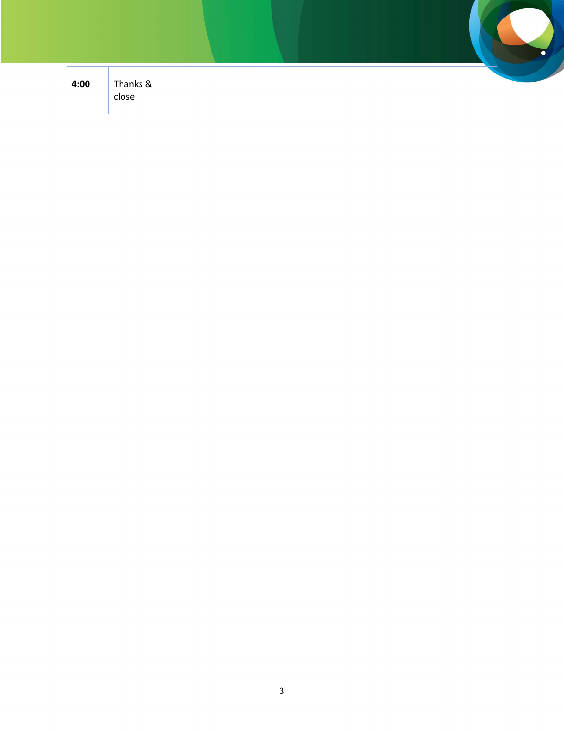| | | |
|---|---|---|
| **4:00** | Thanks & close | |